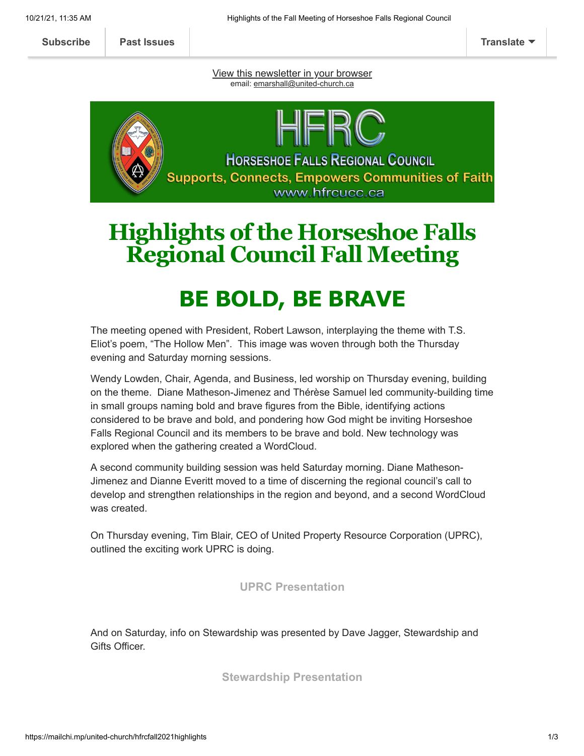Subscribe | Past Issues | Translate

View this newsletter in your browser
email: emarshall@united-church.ca

HFRC
HORSESHOE FALLS REGIONAL COUNCIL
Supports, Connects, Empowers Communities of Faith
www.hfrcucc.ca

# Highlights of the Horseshoe Falls Regional Council Fall Meeting

# BE BOLD, BE BRAVE

The meeting opened with President, Robert Lawson, interplaying the theme with T.S. Eliot's poem, "The Hollow Men". This image was woven through both the Thursday evening and Saturday morning sessions.

Wendy Lowden, Chair, Agenda, and Business, led worship on Thursday evening, building on the theme. Diane Matheson-Jimenez and Thérèse Samuel led community-building time in small groups naming bold and brave figures from the Bible, identifying actions considered to be brave and bold, and pondering how God might be inviting Horseshoe Falls Regional Council and its members to be brave and bold. New technology was explored when the gathering created a WordCloud.

A second community building session was held Saturday morning. Diane Matheson-Jimenez and Dianne Everitt moved to a time of discerning the regional council's call to develop and strengthen relationships in the region and beyond, and a second WordCloud was created.

On Thursday evening, Tim Blair, CEO of United Property Resource Corporation (UPRC), outlined the exciting work UPRC is doing.

**UPRC Presentation**

And on Saturday, info on Stewardship was presented by Dave Jagger, Stewardship and Gifts Officer.

**Stewardship Presentation**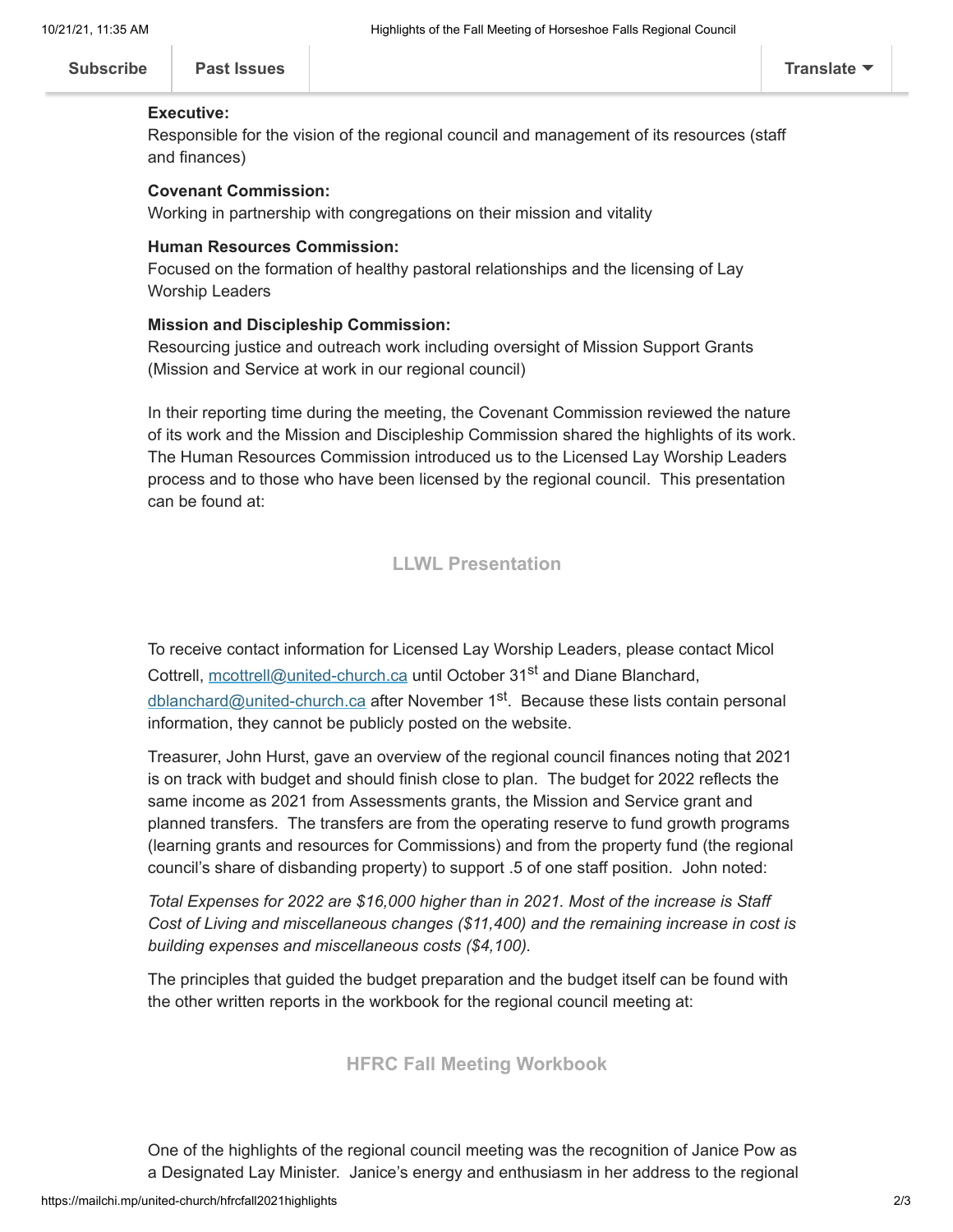**Executive:**
Responsible for the vision of the regional council and management of its resources (staff and finances)

**Covenant Commission:**
Working in partnership with congregations on their mission and vitality

**Human Resources Commission:**
Focused on the formation of healthy pastoral relationships and the licensing of Lay Worship Leaders

**Mission and Discipleship Commission:**
Resourcing justice and outreach work including oversight of Mission Support Grants (Mission and Service at work in our regional council)

In their reporting time during the meeting, the Covenant Commission reviewed the nature of its work and the Mission and Discipleship Commission shared the highlights of its work. The Human Resources Commission introduced us to the Licensed Lay Worship Leaders process and to those who have been licensed by the regional council. This presentation can be found at:

**LLWL Presentation**

To receive contact information for Licensed Lay Worship Leaders, please contact Micol Cottrell, mcottrell@united-church.ca until October 31st and Diane Blanchard, dblanchard@united-church.ca after November 1st. Because these lists contain personal information, they cannot be publicly posted on the website.

Treasurer, John Hurst, gave an overview of the regional council finances noting that 2021 is on track with budget and should finish close to plan. The budget for 2022 reflects the same income as 2021 from Assessments grants, the Mission and Service grant and planned transfers. The transfers are from the operating reserve to fund growth programs (learning grants and resources for Commissions) and from the property fund (the regional council's share of disbanding property) to support .5 of one staff position. John noted:

*Total Expenses for 2022 are $16,000 higher than in 2021. Most of the increase is Staff Cost of Living and miscellaneous changes ($11,400) and the remaining increase in cost is building expenses and miscellaneous costs ($4,100).*

The principles that guided the budget preparation and the budget itself can be found with the other written reports in the workbook for the regional council meeting at:

**HFRC Fall Meeting Workbook**

One of the highlights of the regional council meeting was the recognition of Janice Pow as a Designated Lay Minister. Janice's energy and enthusiasm in her address to the regional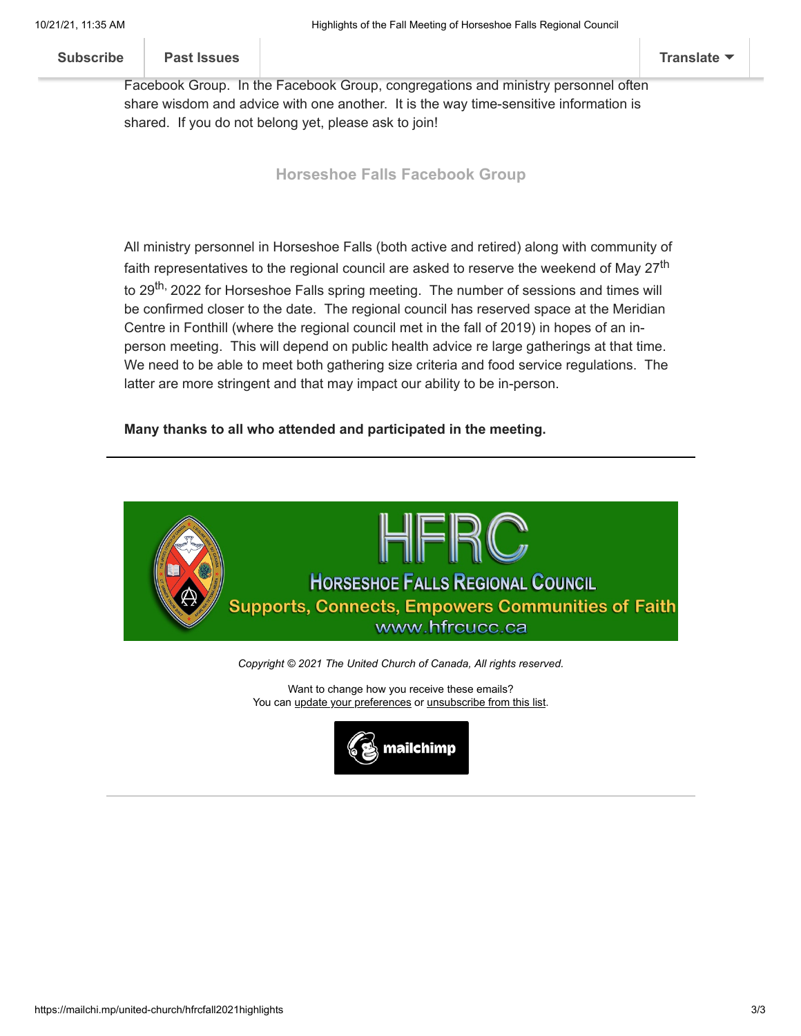Facebook Group. In the Facebook Group, congregations and ministry personnel often share wisdom and advice with one another. It is the way time-sensitive information is shared. If you do not belong yet, please ask to join!

**Horseshoe Falls Facebook Group**

All ministry personnel in Horseshoe Falls (both active and retired) along with community of faith representatives to the regional council are asked to reserve the weekend of May 27th to 29th, 2022 for Horseshoe Falls spring meeting. The number of sessions and times will be confirmed closer to the date. The regional council has reserved space at the Meridian Centre in Fonthill (where the regional council met in the fall of 2019) in hopes of an in-person meeting. This will depend on public health advice re large gatherings at that time. We need to be able to meet both gathering size criteria and food service regulations. The latter are more stringent and that may impact our ability to be in-person.

**Many thanks to all who attended and participated in the meeting.**

---

HFRC

HORSESHOE FALLS REGIONAL COUNCIL

Supports, Connects, Empowers Communities of Faith

www.hfrcucc.ca

*Copyright © 2021 The United Church of Canada, All rights reserved.*

Want to change how you receive these emails?
You can update your preferences or unsubscribe from this list.

mailchimp